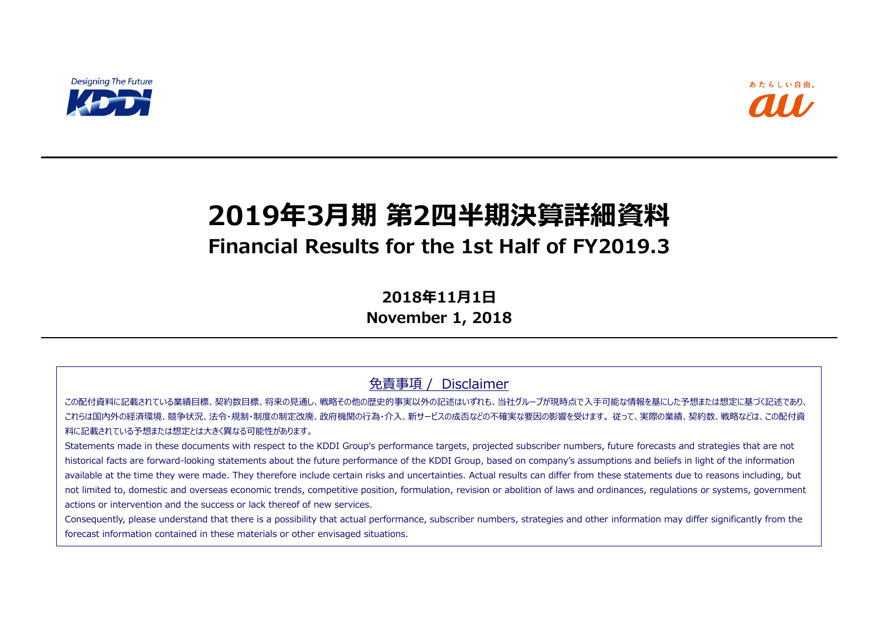Designing The Future

KDDI

あたらしい自由。

au

# 2019年3月期 第2四半期決算詳細資料

## Financial Results for the 1st Half of FY2019.3

**2018年11月1日**
**November 1, 2018**

## 免責事項 / Disclaimer

この配付資料に記載されている業績目標、契約数目標、将来の見通し、戦略その他の歴史的事実以外の記述はいずれも、当社グループが現時点で入手可能な情報を基にした予想または想定に基づく記述であり、これらは国内外の経済環境、競争状況、法令・規制・制度の制定改廃、政府機関の行為・介入、新サービスの成否などの不確実な要因の影響を受けます。従って、実際の業績、契約数、戦略などは、この配付資料に記載されている予想または想定とは大きく異なる可能性があります。

Statements made in these documents with respect to the KDDI Group's performance targets, projected subscriber numbers, future forecasts and strategies that are not historical facts are forward-looking statements about the future performance of the KDDI Group, based on company's assumptions and beliefs in light of the information available at the time they were made. They therefore include certain risks and uncertainties. Actual results can differ from these statements due to reasons including, but not limited to, domestic and overseas economic trends, competitive position, formulation, revision or abolition of laws and ordinances, regulations or systems, government actions or intervention and the success or lack thereof of new services.

Consequently, please understand that there is a possibility that actual performance, subscriber numbers, strategies and other information may differ significantly from the forecast information contained in these materials or other envisaged situations.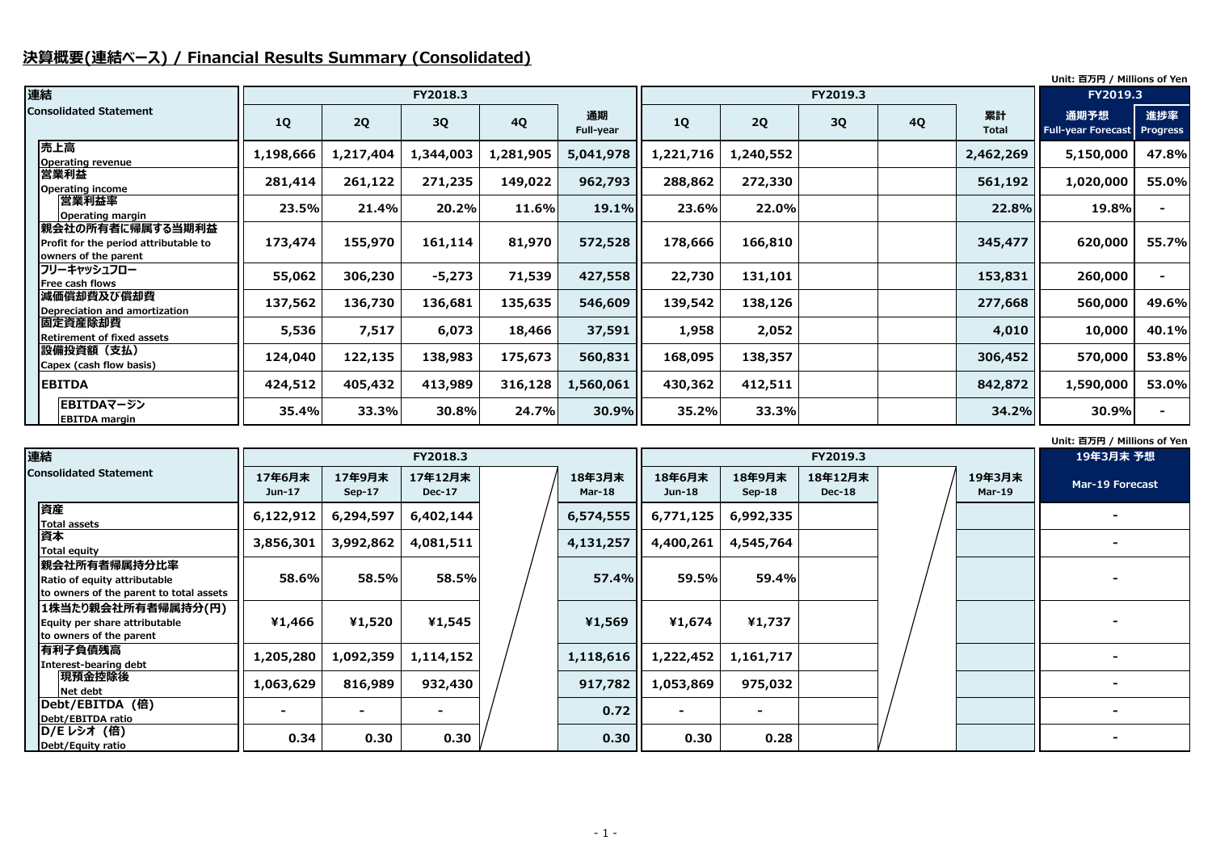# 決算概要(連結ベース) / Financial Results Summary (Consolidated)

Unit: 百万円 / Millions of Yen

| 連結 Consolidated Statement | FY2018.3 | | | | | FY2019.3 | | | | | FY2019.3 | |
|---|---|---|---|---|---|---|---|---|---|---|---|---|
| | 1Q | 2Q | 3Q | 4Q | 通期 Full-year | 1Q | 2Q | 3Q | 4Q | 累計 Total | 通期予想 Full-year Forecast | 進捗率 Progress |
| 売上高 Operating revenue | 1,198,666 | 1,217,404 | 1,344,003 | 1,281,905 | 5,041,978 | 1,221,716 | 1,240,552 | | | 2,462,269 | 5,150,000 | 47.8% |
| 営業利益 Operating income | 281,414 | 261,122 | 271,235 | 149,022 | 962,793 | 288,862 | 272,330 | | | 561,192 | 1,020,000 | 55.0% |
| 営業利益率 Operating margin | 23.5% | 21.4% | 20.2% | 11.6% | 19.1% | 23.6% | 22.0% | | | 22.8% | 19.8% | - |
| 親会社の所有者に帰属する当期利益 Profit for the period attributable to owners of the parent | 173,474 | 155,970 | 161,114 | 81,970 | 572,528 | 178,666 | 166,810 | | | 345,477 | 620,000 | 55.7% |
| フリーキャッシュフロー Free cash flows | 55,062 | 306,230 | -5,273 | 71,539 | 427,558 | 22,730 | 131,101 | | | 153,831 | 260,000 | - |
| 減価償却費及び償却費 Depreciation and amortization | 137,562 | 136,730 | 136,681 | 135,635 | 546,609 | 139,542 | 138,126 | | | 277,668 | 560,000 | 49.6% |
| 固定資産除却費 Retirement of fixed assets | 5,536 | 7,517 | 6,073 | 18,466 | 37,591 | 1,958 | 2,052 | | | 4,010 | 10,000 | 40.1% |
| 設備投資額（支払） Capex (cash flow basis) | 124,040 | 122,135 | 138,983 | 175,673 | 560,831 | 168,095 | 138,357 | | | 306,452 | 570,000 | 53.8% |
| EBITDA | 424,512 | 405,432 | 413,989 | 316,128 | 1,560,061 | 430,362 | 412,511 | | | 842,872 | 1,590,000 | 53.0% |
| EBITDAマージン EBITDA margin | 35.4% | 33.3% | 30.8% | 24.7% | 30.9% | 35.2% | 33.3% | | | 34.2% | 30.9% | - |

Unit: 百万円 / Millions of Yen

| 連結 Consolidated Statement | FY2018.3 | | | | | FY2019.3 | | | | | 19年3月末 予想 |
|---|---|---|---|---|---|---|---|---|---|---|---|
| | 17年6月末 Jun-17 | 17年9月末 Sep-17 | 17年12月末 Dec-17 | | 18年3月末 Mar-18 | 18年6月末 Jun-18 | 18年9月末 Sep-18 | 18年12月末 Dec-18 | | 19年3月末 Mar-19 | Mar-19 Forecast |
| 資産 Total assets | 6,122,912 | 6,294,597 | 6,402,144 | | 6,574,555 | 6,771,125 | 6,992,335 | | | | - |
| 資本 Total equity | 3,856,301 | 3,992,862 | 4,081,511 | | 4,131,257 | 4,400,261 | 4,545,764 | | | | - |
| 親会社所有者帰属持分比率 Ratio of equity attributable to owners of the parent to total assets | 58.6% | 58.5% | 58.5% | | 57.4% | 59.5% | 59.4% | | | | - |
| 1株当たり親会社所有者帰属持分(円) Equity per share attributable to owners of the parent | ¥1,466 | ¥1,520 | ¥1,545 | | ¥1,569 | ¥1,674 | ¥1,737 | | | | - |
| 有利子負債残高 Interest-bearing debt | 1,205,280 | 1,092,359 | 1,114,152 | | 1,118,616 | 1,222,452 | 1,161,717 | | | | - |
| 現預金控除後 Net debt | 1,063,629 | 816,989 | 932,430 | | 917,782 | 1,053,869 | 975,032 | | | | - |
| Debt/EBITDA（倍） Debt/EBITDA ratio | - | - | - | | 0.72 | - | - | | | | - |
| D/E レシオ（倍） Debt/Equity ratio | 0.34 | 0.30 | 0.30 | | 0.30 | 0.30 | 0.28 | | | | - |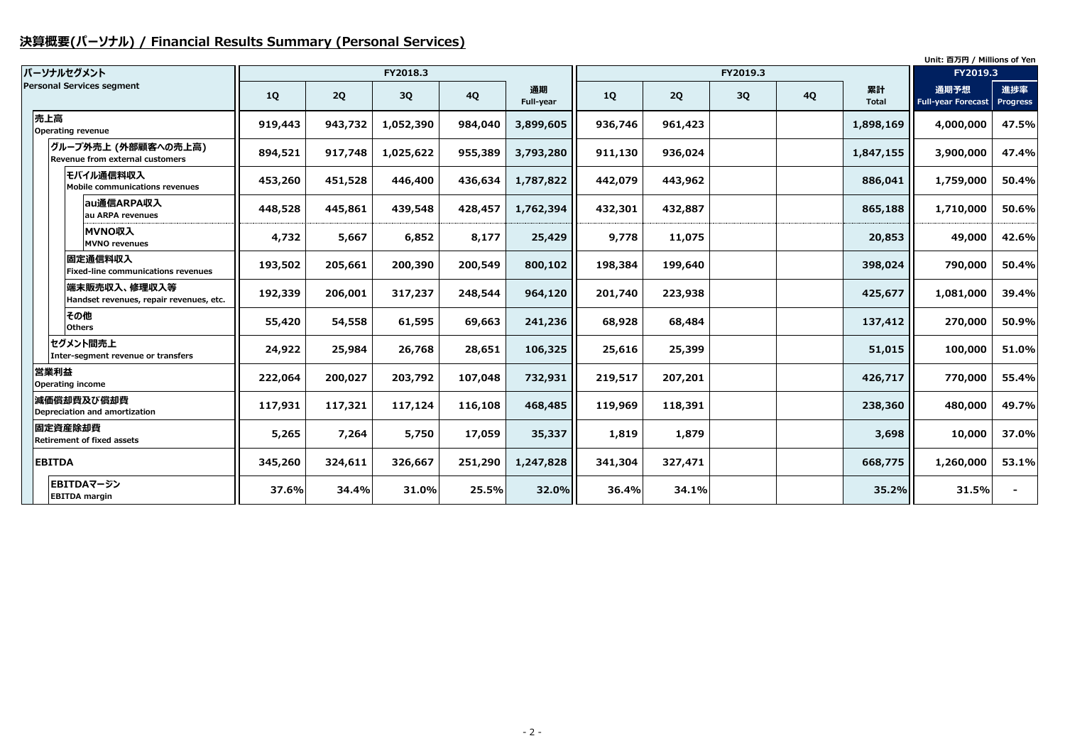## 決算概要(パーソナル) / Financial Results Summary (Personal Services)

Unit: 百万円 / Millions of Yen

| パーソナルセグメント Personal Services segment | FY2018.3 | | | | | FY2019.3 | | | | | FY2019.3 | |
|---|---|---|---|---|---|---|---|---|---|---|---|---|
| | 1Q | 2Q | 3Q | 4Q | 通期 Full-year | 1Q | 2Q | 3Q | 4Q | 累計 Total | 通期予想 Full-year Forecast | 進捗率 Progress |
| 売上高 Operating revenue | 919,443 | 943,732 | 1,052,390 | 984,040 | 3,899,605 | 936,746 | 961,423 | | | 1,898,169 | 4,000,000 | 47.5% |
| グループ外売上 (外部顧客への売上高) Revenue from external customers | 894,521 | 917,748 | 1,025,622 | 955,389 | 3,793,280 | 911,130 | 936,024 | | | 1,847,155 | 3,900,000 | 47.4% |
| モバイル通信料収入 Mobile communications revenues | 453,260 | 451,528 | 446,400 | 436,634 | 1,787,822 | 442,079 | 443,962 | | | 886,041 | 1,759,000 | 50.4% |
| au通信ARPA収入 au ARPA revenues | 448,528 | 445,861 | 439,548 | 428,457 | 1,762,394 | 432,301 | 432,887 | | | 865,188 | 1,710,000 | 50.6% |
| MVNO収入 MVNO revenues | 4,732 | 5,667 | 6,852 | 8,177 | 25,429 | 9,778 | 11,075 | | | 20,853 | 49,000 | 42.6% |
| 固定通信料収入 Fixed-line communications revenues | 193,502 | 205,661 | 200,390 | 200,549 | 800,102 | 198,384 | 199,640 | | | 398,024 | 790,000 | 50.4% |
| 端末販売収入、修理収入等 Handset revenues, repair revenues, etc. | 192,339 | 206,001 | 317,237 | 248,544 | 964,120 | 201,740 | 223,938 | | | 425,677 | 1,081,000 | 39.4% |
| その他 Others | 55,420 | 54,558 | 61,595 | 69,663 | 241,236 | 68,928 | 68,484 | | | 137,412 | 270,000 | 50.9% |
| セグメント間売上 Inter-segment revenue or transfers | 24,922 | 25,984 | 26,768 | 28,651 | 106,325 | 25,616 | 25,399 | | | 51,015 | 100,000 | 51.0% |
| 営業利益 Operating income | 222,064 | 200,027 | 203,792 | 107,048 | 732,931 | 219,517 | 207,201 | | | 426,717 | 770,000 | 55.4% |
| 減価償却費及び償却費 Depreciation and amortization | 117,931 | 117,321 | 117,124 | 116,108 | 468,485 | 119,969 | 118,391 | | | 238,360 | 480,000 | 49.7% |
| 固定資産除却費 Retirement of fixed assets | 5,265 | 7,264 | 5,750 | 17,059 | 35,337 | 1,819 | 1,879 | | | 3,698 | 10,000 | 37.0% |
| EBITDA | 345,260 | 324,611 | 326,667 | 251,290 | 1,247,828 | 341,304 | 327,471 | | | 668,775 | 1,260,000 | 53.1% |
| EBITDAマージン EBITDA margin | 37.6% | 34.4% | 31.0% | 25.5% | 32.0% | 36.4% | 34.1% | | | 35.2% | 31.5% | - |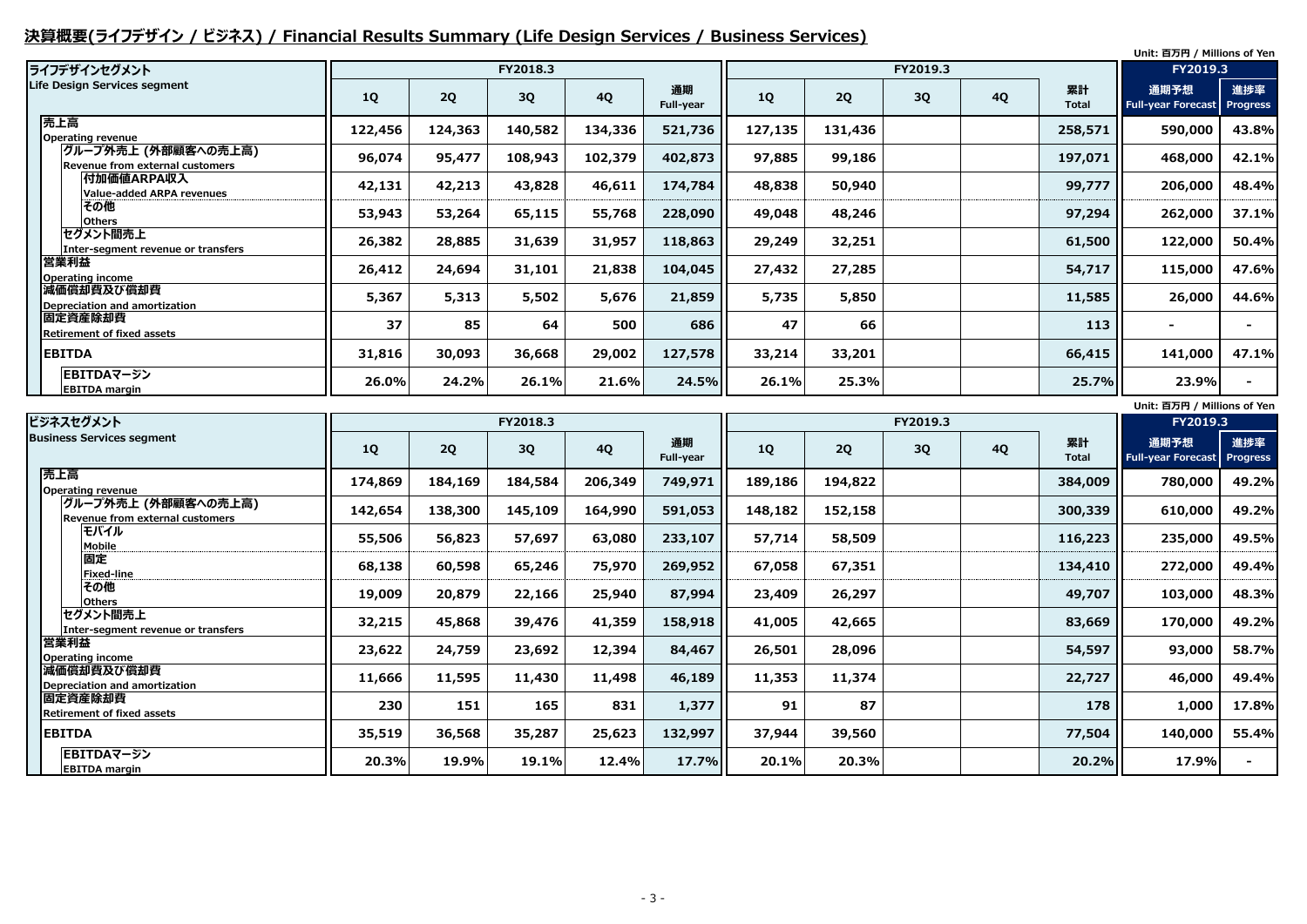## 決算概要(ライフデザイン / ビジネス) / Financial Results Summary (Life Design Services / Business Services)

Unit: 百万円 / Millions of Yen

| ライフデザインセグメント Life Design Services segment | FY2018.3 | | | | | FY2019.3 | | | | | FY2019.3 | |
|---|---|---|---|---|---|---|---|---|---|---|---|---|
| | 1Q | 2Q | 3Q | 4Q | 通期 Full-year | 1Q | 2Q | 3Q | 4Q | 累計 Total | 通期予想 Full-year Forecast | 進捗率 Progress |
| 売上高 Operating revenue | 122,456 | 124,363 | 140,582 | 134,336 | 521,736 | 127,135 | 131,436 | | | 258,571 | 590,000 | 43.8% |
| グループ外売上 (外部顧客への売上高) Revenue from external customers | 96,074 | 95,477 | 108,943 | 102,379 | 402,873 | 97,885 | 99,186 | | | 197,071 | 468,000 | 42.1% |
| 付加価値ARPA収入 Value-added ARPA revenues | 42,131 | 42,213 | 43,828 | 46,611 | 174,784 | 48,838 | 50,940 | | | 99,777 | 206,000 | 48.4% |
| その他 Others | 53,943 | 53,264 | 65,115 | 55,768 | 228,090 | 49,048 | 48,246 | | | 97,294 | 262,000 | 37.1% |
| セグメント間売上 Inter-segment revenue or transfers | 26,382 | 28,885 | 31,639 | 31,957 | 118,863 | 29,249 | 32,251 | | | 61,500 | 122,000 | 50.4% |
| 営業利益 Operating income | 26,412 | 24,694 | 31,101 | 21,838 | 104,045 | 27,432 | 27,285 | | | 54,717 | 115,000 | 47.6% |
| 減価償却費及び償却費 Depreciation and amortization | 5,367 | 5,313 | 5,502 | 5,676 | 21,859 | 5,735 | 5,850 | | | 11,585 | 26,000 | 44.6% |
| 固定資産除却費 Retirement of fixed assets | 37 | 85 | 64 | 500 | 686 | 47 | 66 | | | 113 | - | - |
| EBITDA | 31,816 | 30,093 | 36,668 | 29,002 | 127,578 | 33,214 | 33,201 | | | 66,415 | 141,000 | 47.1% |
| EBITDAマージン EBITDA margin | 26.0% | 24.2% | 26.1% | 21.6% | 24.5% | 26.1% | 25.3% | | | 25.7% | 23.9% | - |

Unit: 百万円 / Millions of Yen

| ビジネスセグメント Business Services segment | FY2018.3 | | | | | FY2019.3 | | | | | FY2019.3 | |
|---|---|---|---|---|---|---|---|---|---|---|---|---|
| | 1Q | 2Q | 3Q | 4Q | 通期 Full-year | 1Q | 2Q | 3Q | 4Q | 累計 Total | 通期予想 Full-year Forecast | 進捗率 Progress |
| 売上高 Operating revenue | 174,869 | 184,169 | 184,584 | 206,349 | 749,971 | 189,186 | 194,822 | | | 384,009 | 780,000 | 49.2% |
| グループ外売上 (外部顧客への売上高) Revenue from external customers | 142,654 | 138,300 | 145,109 | 164,990 | 591,053 | 148,182 | 152,158 | | | 300,339 | 610,000 | 49.2% |
| モバイル Mobile | 55,506 | 56,823 | 57,697 | 63,080 | 233,107 | 57,714 | 58,509 | | | 116,223 | 235,000 | 49.5% |
| 固定 Fixed-line | 68,138 | 60,598 | 65,246 | 75,970 | 269,952 | 67,058 | 67,351 | | | 134,410 | 272,000 | 49.4% |
| その他 Others | 19,009 | 20,879 | 22,166 | 25,940 | 87,994 | 23,409 | 26,297 | | | 49,707 | 103,000 | 48.3% |
| セグメント間売上 Inter-segment revenue or transfers | 32,215 | 45,868 | 39,476 | 41,359 | 158,918 | 41,005 | 42,665 | | | 83,669 | 170,000 | 49.2% |
| 営業利益 Operating income | 23,622 | 24,759 | 23,692 | 12,394 | 84,467 | 26,501 | 28,096 | | | 54,597 | 93,000 | 58.7% |
| 減価償却費及び償却費 Depreciation and amortization | 11,666 | 11,595 | 11,430 | 11,498 | 46,189 | 11,353 | 11,374 | | | 22,727 | 46,000 | 49.4% |
| 固定資産除却費 Retirement of fixed assets | 230 | 151 | 165 | 831 | 1,377 | 91 | 87 | | | 178 | 1,000 | 17.8% |
| EBITDA | 35,519 | 36,568 | 35,287 | 25,623 | 132,997 | 37,944 | 39,560 | | | 77,504 | 140,000 | 55.4% |
| EBITDAマージン EBITDA margin | 20.3% | 19.9% | 19.1% | 12.4% | 17.7% | 20.1% | 20.3% | | | 20.2% | 17.9% | - |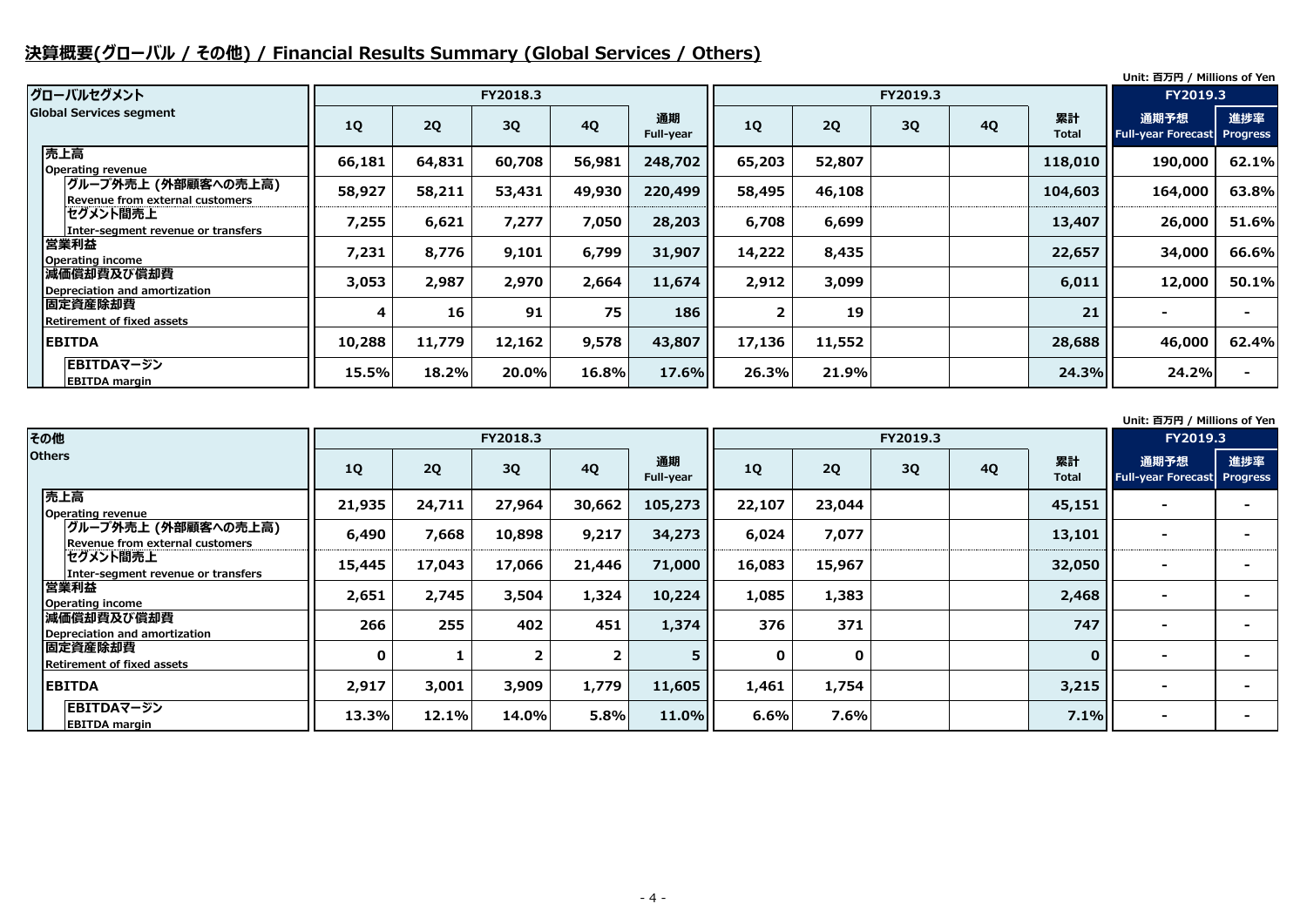## 決算概要(グローバル / その他) / Financial Results Summary (Global Services / Others)

Unit: 百万円 / Millions of Yen

| グローバルセグメント Global Services segment | FY2018.3 1Q | FY2018.3 2Q | FY2018.3 3Q | FY2018.3 4Q | FY2018.3 通期 Full-year | FY2019.3 1Q | FY2019.3 2Q | FY2019.3 3Q | FY2019.3 4Q | FY2019.3 累計 Total | FY2019.3 通期予想 Full-year Forecast | FY2019.3 進捗率 Progress |
|---|---|---|---|---|---|---|---|---|---|---|---|---|
| 売上高 Operating revenue | 66,181 | 64,831 | 60,708 | 56,981 | 248,702 | 65,203 | 52,807 | | | 118,010 | 190,000 | 62.1% |
| グループ外売上 (外部顧客への売上高) Revenue from external customers | 58,927 | 58,211 | 53,431 | 49,930 | 220,499 | 58,495 | 46,108 | | | 104,603 | 164,000 | 63.8% |
| セグメント間売上 Inter-segment revenue or transfers | 7,255 | 6,621 | 7,277 | 7,050 | 28,203 | 6,708 | 6,699 | | | 13,407 | 26,000 | 51.6% |
| 営業利益 Operating income | 7,231 | 8,776 | 9,101 | 6,799 | 31,907 | 14,222 | 8,435 | | | 22,657 | 34,000 | 66.6% |
| 減価償却費及び償却費 Depreciation and amortization | 3,053 | 2,987 | 2,970 | 2,664 | 11,674 | 2,912 | 3,099 | | | 6,011 | 12,000 | 50.1% |
| 固定資産除却費 Retirement of fixed assets | 4 | 16 | 91 | 75 | 186 | 2 | 19 | | | 21 | - | - |
| EBITDA | 10,288 | 11,779 | 12,162 | 9,578 | 43,807 | 17,136 | 11,552 | | | 28,688 | 46,000 | 62.4% |
| EBITDAマージン EBITDA margin | 15.5% | 18.2% | 20.0% | 16.8% | 17.6% | 26.3% | 21.9% | | | 24.3% | 24.2% | - |

Unit: 百万円 / Millions of Yen

| その他 Others | FY2018.3 1Q | FY2018.3 2Q | FY2018.3 3Q | FY2018.3 4Q | FY2018.3 通期 Full-year | FY2019.3 1Q | FY2019.3 2Q | FY2019.3 3Q | FY2019.3 4Q | FY2019.3 累計 Total | FY2019.3 通期予想 Full-year Forecast | FY2019.3 進捗率 Progress |
|---|---|---|---|---|---|---|---|---|---|---|---|---|
| 売上高 Operating revenue | 21,935 | 24,711 | 27,964 | 30,662 | 105,273 | 22,107 | 23,044 | | | 45,151 | - | - |
| グループ外売上 (外部顧客への売上高) Revenue from external customers | 6,490 | 7,668 | 10,898 | 9,217 | 34,273 | 6,024 | 7,077 | | | 13,101 | - | - |
| セグメント間売上 Inter-segment revenue or transfers | 15,445 | 17,043 | 17,066 | 21,446 | 71,000 | 16,083 | 15,967 | | | 32,050 | - | - |
| 営業利益 Operating income | 2,651 | 2,745 | 3,504 | 1,324 | 10,224 | 1,085 | 1,383 | | | 2,468 | - | - |
| 減価償却費及び償却費 Depreciation and amortization | 266 | 255 | 402 | 451 | 1,374 | 376 | 371 | | | 747 | - | - |
| 固定資産除却費 Retirement of fixed assets | 0 | 1 | 2 | 2 | 5 | 0 | 0 | | | 0 | - | - |
| EBITDA | 2,917 | 3,001 | 3,909 | 1,779 | 11,605 | 1,461 | 1,754 | | | 3,215 | - | - |
| EBITDAマージン EBITDA margin | 13.3% | 12.1% | 14.0% | 5.8% | 11.0% | 6.6% | 7.6% | | | 7.1% | - | - |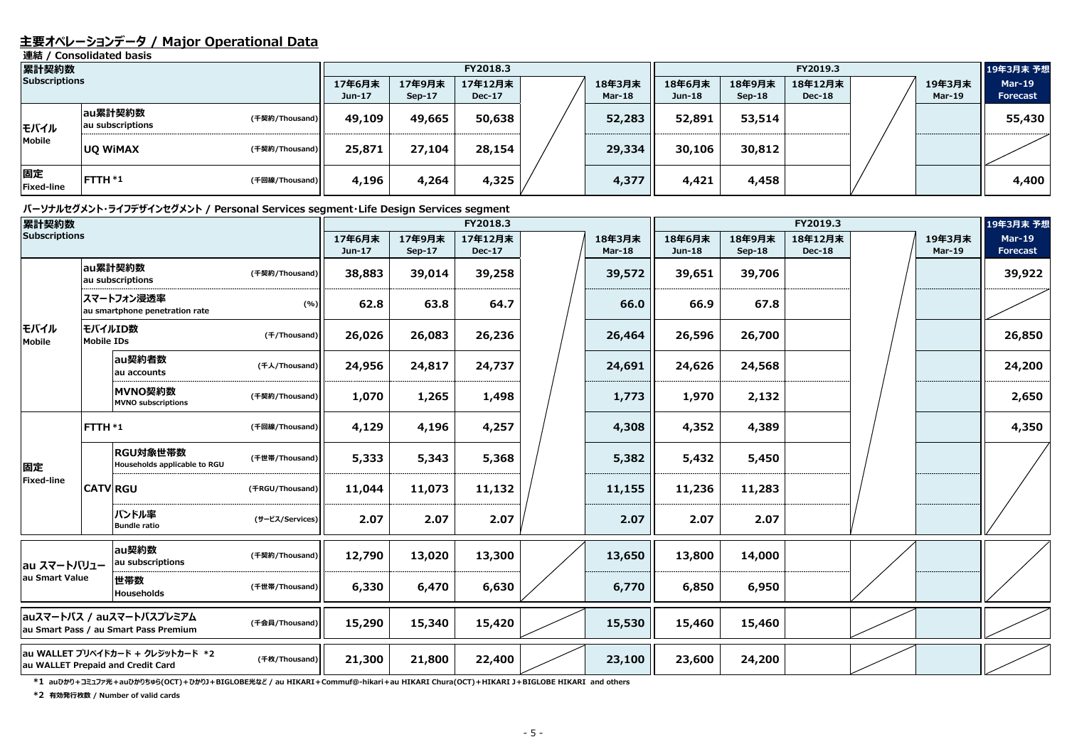## 主要オペレーションデータ / Major Operational Data

**連結 / Consolidated basis**

| 累計契約数 Subscriptions | | | 17年6月末 Jun-17 | 17年9月末 Sep-17 | 17年12月末 Dec-17 | | 18年3月末 Mar-18 | 18年6月末 Jun-18 | 18年9月末 Sep-18 | 18年12月末 Dec-18 | | 19年3月末 Mar-19 | 19年3月末 予想 Mar-19 Forecast |
|---|---|---|---|---|---|---|---|---|---|---|---|---|---|
| | | | FY2018.3 | | | | | FY2019.3 | | | | | |
| モバイル Mobile | au累計契約数 au subscriptions | (千契約/Thousand) | 49,109 | 49,665 | 50,638 | | 52,283 | 52,891 | 53,514 | | | | 55,430 |
| | UQ WiMAX | (千契約/Thousand) | 25,871 | 27,104 | 28,154 | | 29,334 | 30,106 | 30,812 | | | | |
| 固定 Fixed-line | FTTH *1 | (千回線/Thousand) | 4,196 | 4,264 | 4,325 | | 4,377 | 4,421 | 4,458 | | | | 4,400 |

**パーソナルセグメント・ライフデザインセグメント / Personal Services segment・Life Design Services segment**

| 累計契約数 Subscriptions | | | | 17年6月末 Jun-17 | 17年9月末 Sep-17 | 17年12月末 Dec-17 | | 18年3月末 Mar-18 | 18年6月末 Jun-18 | 18年9月末 Sep-18 | 18年12月末 Dec-18 | | 19年3月末 Mar-19 | 19年3月末 予想 Mar-19 Forecast |
|---|---|---|---|---|---|---|---|---|---|---|---|---|---|---|
| | | | | FY2018.3 | | | | | FY2019.3 | | | | | |
| モバイル Mobile | au累計契約数 au subscriptions | | (千契約/Thousand) | 38,883 | 39,014 | 39,258 | | 39,572 | 39,651 | 39,706 | | | | 39,922 |
| | スマートフォン浸透率 au smartphone penetration rate | | (%) | 62.8 | 63.8 | 64.7 | | 66.0 | 66.9 | 67.8 | | | | |
| | モバイルID数 Mobile IDs | | (千/Thousand) | 26,026 | 26,083 | 26,236 | | 26,464 | 26,596 | 26,700 | | | | 26,850 |
| | | au契約者数 au accounts | (千人/Thousand) | 24,956 | 24,817 | 24,737 | | 24,691 | 24,626 | 24,568 | | | | 24,200 |
| | | MVNO契約数 MVNO subscriptions | (千契約/Thousand) | 1,070 | 1,265 | 1,498 | | 1,773 | 1,970 | 2,132 | | | | 2,650 |
| 固定 Fixed-line | FTTH *1 | | (千回線/Thousand) | 4,129 | 4,196 | 4,257 | | 4,308 | 4,352 | 4,389 | | | | 4,350 |
| | CATV | RGU対象世帯数 Households applicable to RGU | (千世帯/Thousand) | 5,333 | 5,343 | 5,368 | | 5,382 | 5,432 | 5,450 | | | | |
| | | RGU | (千RGU/Thousand) | 11,044 | 11,073 | 11,132 | | 11,155 | 11,236 | 11,283 | | | | |
| | | バンドル率 Bundle ratio | (サービス/Services) | 2.07 | 2.07 | 2.07 | | 2.07 | 2.07 | 2.07 | | | | |
| au スマートバリュー au Smart Value | | au契約数 au subscriptions | (千契約/Thousand) | 12,790 | 13,020 | 13,300 | | 13,650 | 13,800 | 14,000 | | | | |
| | | 世帯数 Households | (千世帯/Thousand) | 6,330 | 6,470 | 6,630 | | 6,770 | 6,850 | 6,950 | | | | |
| auスマートパス / auスマートパスプレミアム au Smart Pass / au Smart Pass Premium | | | (千会員/Thousand) | 15,290 | 15,340 | 15,420 | | 15,530 | 15,460 | 15,460 | | | | |
| au WALLET プリペイドカード + クレジットカード *2 au WALLET Prepaid and Credit Card | | | (千枚/Thousand) | 21,300 | 21,800 | 22,400 | | 23,100 | 23,600 | 24,200 | | | | |

*1 auひかり+コミュファ光+auひかりちゅら(OCT)+ひかりJ+BIGLOBE光など / au HIKARI+Commuf@-hikari+au HIKARI Chura(OCT)+HIKARI J+BIGLOBE HIKARI and others

*2 有効発行枚数 / Number of valid cards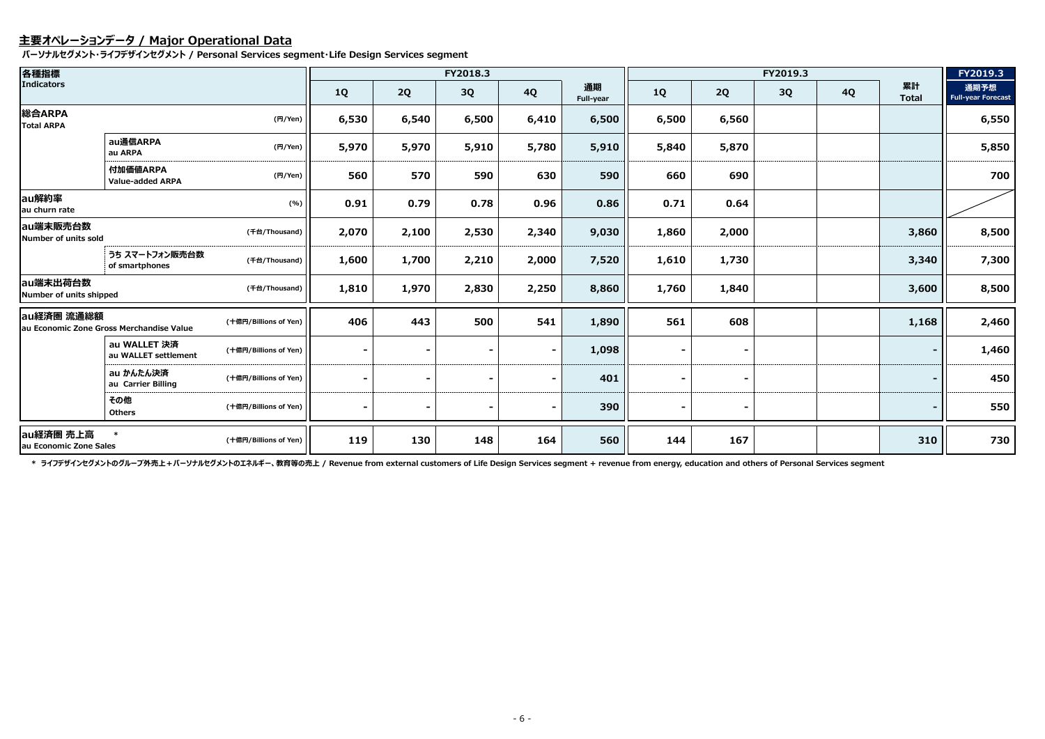## 主要オペレーションデータ / Major Operational Data

**パーソナルセグメント・ライフデザインセグメント / Personal Services segment･Life Design Services segment**

| 各種指標 Indicators | | | FY2018.3 1Q | FY2018.3 2Q | FY2018.3 3Q | FY2018.3 4Q | FY2018.3 通期 Full-year | FY2019.3 1Q | FY2019.3 2Q | FY2019.3 3Q | FY2019.3 4Q | FY2019.3 累計 Total | FY2019.3 通期予想 Full-year Forecast |
|---|---|---|---|---|---|---|---|---|---|---|---|---|---|
| 総合ARPA Total ARPA | | (円/Yen) | 6,530 | 6,540 | 6,500 | 6,410 | 6,500 | 6,500 | 6,560 | | | | 6,550 |
| | au通信ARPA au ARPA | (円/Yen) | 5,970 | 5,970 | 5,910 | 5,780 | 5,910 | 5,840 | 5,870 | | | | 5,850 |
| | 付加価値ARPA Value-added ARPA | (円/Yen) | 560 | 570 | 590 | 630 | 590 | 660 | 690 | | | | 700 |
| au解約率 au churn rate | | (%) | 0.91 | 0.79 | 0.78 | 0.96 | 0.86 | 0.71 | 0.64 | | | | |
| au端末販売台数 Number of units sold | | (千台/Thousand) | 2,070 | 2,100 | 2,530 | 2,340 | 9,030 | 1,860 | 2,000 | | | 3,860 | 8,500 |
| | うち スマートフォン販売台数 of smartphones | (千台/Thousand) | 1,600 | 1,700 | 2,210 | 2,000 | 7,520 | 1,610 | 1,730 | | | 3,340 | 7,300 |
| au端末出荷台数 Number of units shipped | | (千台/Thousand) | 1,810 | 1,970 | 2,830 | 2,250 | 8,860 | 1,760 | 1,840 | | | 3,600 | 8,500 |
| au経済圏 流通総額 au Economic Zone Gross Merchandise Value | | (十億円/Billions of Yen) | 406 | 443 | 500 | 541 | 1,890 | 561 | 608 | | | 1,168 | 2,460 |
| | au WALLET 決済 au WALLET settlement | (十億円/Billions of Yen) | - | - | - | - | 1,098 | - | - | | | - | 1,460 |
| | au かんたん決済 au Carrier Billing | (十億円/Billions of Yen) | - | - | - | - | 401 | - | - | | | - | 450 |
| | その他 Others | (十億円/Billions of Yen) | - | - | - | - | 390 | - | - | | | - | 550 |
| au経済圏 売上高 * au Economic Zone Sales | | (十億円/Billions of Yen) | 119 | 130 | 148 | 164 | 560 | 144 | 167 | | | 310 | 730 |

* ライフデザインセグメントのグループ外売上＋パーソナルセグメントのエネルギー、教育等の売上 / Revenue from external customers of Life Design Services segment + revenue from energy, education and others of Personal Services segment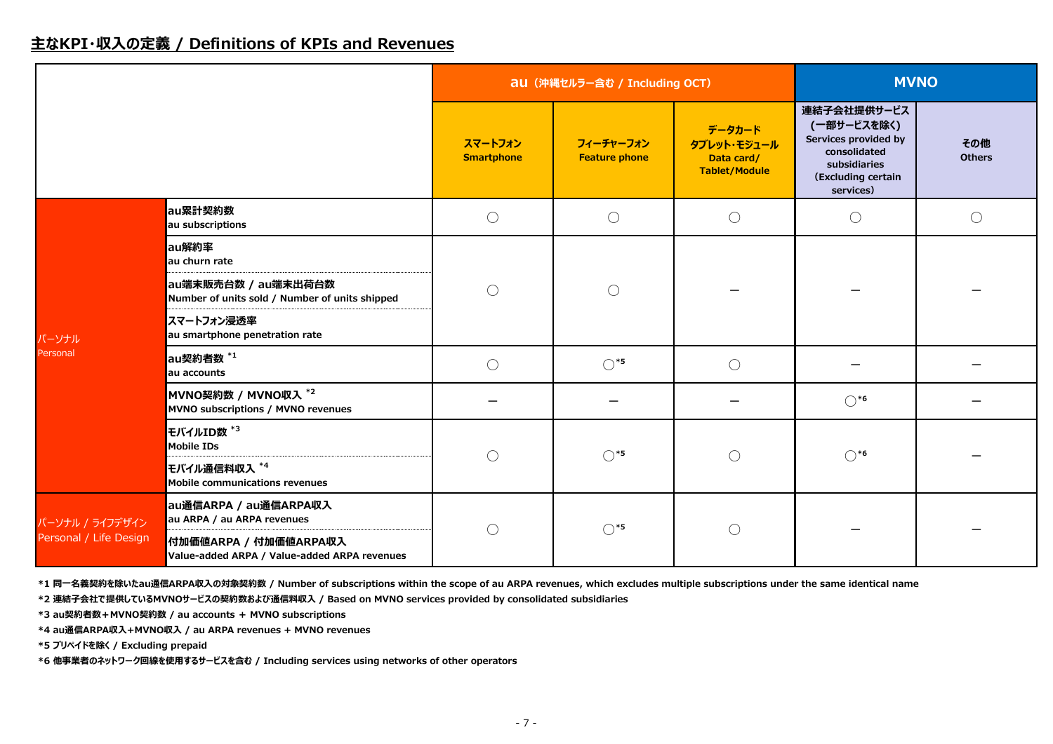## 主なKPI・収入の定義 / Definitions of KPIs and Revenues

| | | au（沖縄セルラー含む / Including OCT） | | | MVNO | |
|---|---|---|---|---|---|---|
| | | スマートフォン Smartphone | フィーチャーフォン Feature phone | データカード タブレット・モジュール Data card/ Tablet/Module | 連結子会社提供サービス（一部サービスを除く） Services provided by consolidated subsidiaries (Excluding certain services) | その他 Others |
| パーソナル Personal | au累計契約数 au subscriptions | ○ | ○ | ○ | ○ | ○ |
| | au解約率 au churn rate / au端末販売台数 / au端末出荷台数 Number of units sold / Number of units shipped / スマートフォン浸透率 au smartphone penetration rate | ○ | ○ | － | － | － |
| | au契約者数 [*1] au accounts | ○ | ○[*5] | ○ | － | － |
| | MVNO契約数 / MVNO収入 [*2] MVNO subscriptions / MVNO revenues | － | － | － | ○[*6] | － |
| | モバイルID数 [*3] Mobile IDs / モバイル通信料収入 [*4] Mobile communications revenues | ○ | ○[*5] | ○ | ○[*6] | － |
| パーソナル / ライフデザイン Personal / Life Design | au通信ARPA / au通信ARPA収入 au ARPA / au ARPA revenues / 付加価値ARPA / 付加価値ARPA収入 Value-added ARPA / Value-added ARPA revenues | ○ | ○[*5] | ○ | － | － |

*1 同一名義契約を除いたau通信ARPA収入の対象契約数 / Number of subscriptions within the scope of au ARPA revenues, which excludes multiple subscriptions under the same identical name

*2 連結子会社で提供しているMVNOサービスの契約数および通信料収入 / Based on MVNO services provided by consolidated subsidiaries

*3 au契約者数+MVNO契約数 / au accounts + MVNO subscriptions

*4 au通信ARPA収入+MVNO収入 / au ARPA revenues + MVNO revenues

*5 プリペイドを除く / Excluding prepaid

*6 他事業者のネットワーク回線を使用するサービスを含む / Including services using networks of other operators